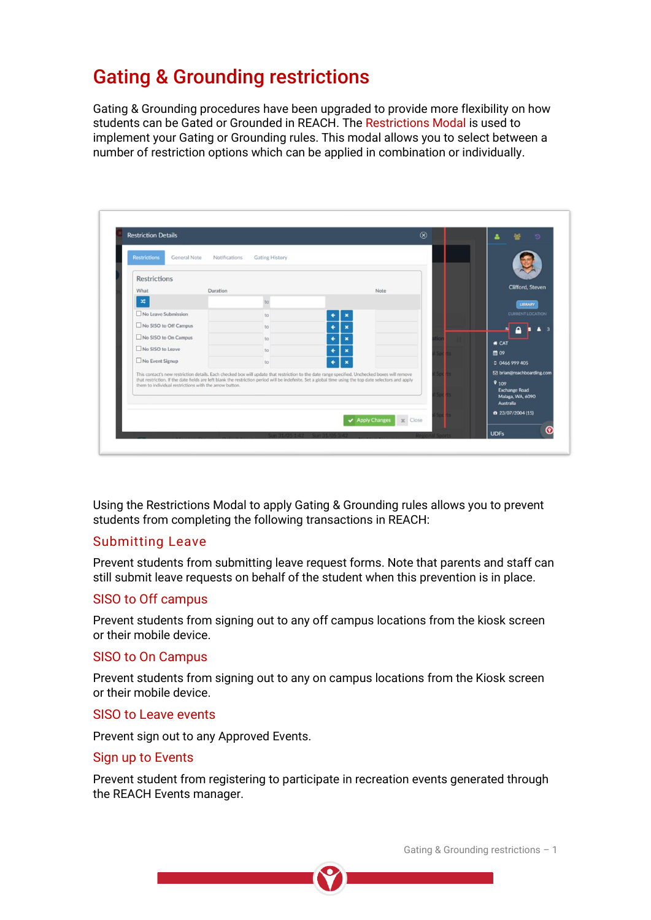# Gating & Grounding restrictions

Gating & Grounding procedures have been upgraded to provide more flexibility on how students can be Gated or Grounded in REACH. The Restrictions Modal is used to implement your Gating or Grounding rules. This modal allows you to select between a number of restriction options which can be applied in combination or individually.

Using the Restrictions Modal to apply Gating & Grounding rules allows you to prevent students from completing the following transactions in REACH:

## Submitting Leave

Prevent students from submitting leave request forms. Note that parents and staff can still submit leave requests on behalf of the student when this prevention is in place.

## SISO to Off campus

Prevent students from signing out to any off campus locations from the kiosk screen or their mobile device.

## SISO to On Campus

Prevent students from signing out to any on campus locations from the Kiosk screen or their mobile device.

## SISO to Leave events

Prevent sign out to any Approved Events.

## Sign up to Events

Prevent student from registering to participate in recreation events generated through the REACH Events manager.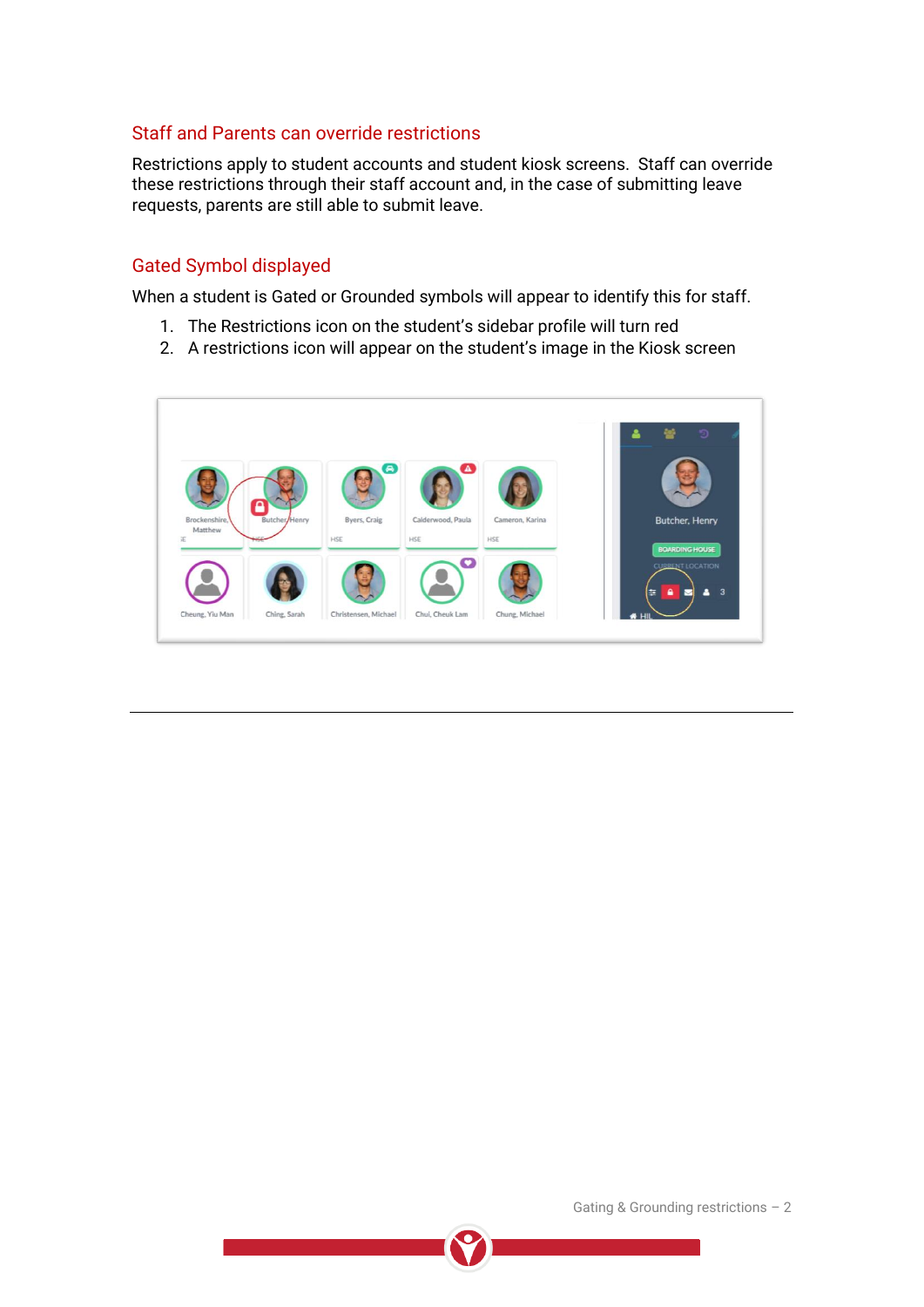## Staff and Parents can override restrictions

Restrictions apply to student accounts and student kiosk screens. Staff can override these restrictions through their staff account and, in the case of submitting leave requests, parents are still able to submit leave.

## Gated Symbol displayed

When a student is Gated or Grounded symbols will appear to identify this for staff.

1. The Restrictions icon on the student's sidebar profile will turn red
2. A restrictions icon will appear on the student's image in the Kiosk screen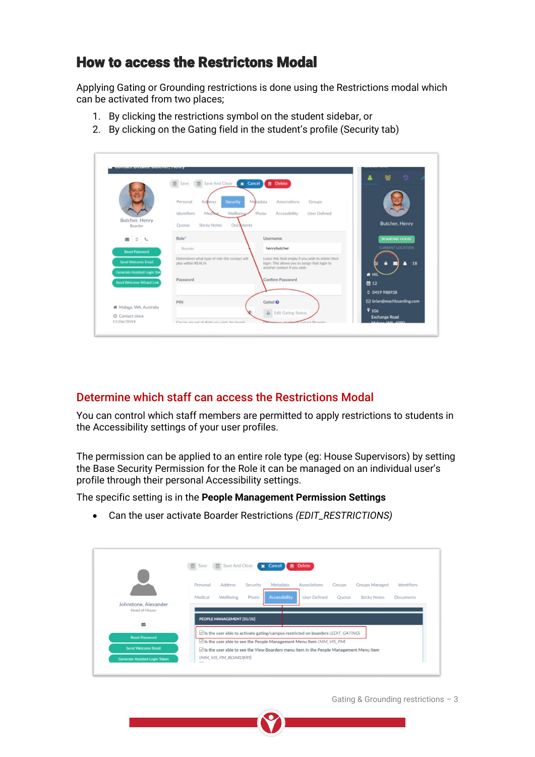## How to access the Restrictons Modal

Applying Gating or Grounding restrictions is done using the Restrictions modal which can be activated from two places;

1. By clicking the restrictions symbol on the student sidebar, or
2. By clicking on the Gating field in the student's profile (Security tab)

### Determine which staff can access the Restrictions Modal

You can control which staff members are permitted to apply restrictions to students in the Accessibility settings of your user profiles.

The permission can be applied to an entire role type (eg: House Supervisors) by setting the Base Security Permission for the Role it can be managed on an individual user's profile through their personal Accessibility settings.

The specific setting is in the **People Management Permission Settings**

- Can the user activate Boarder Restrictions *(EDIT_RESTRICTIONS)*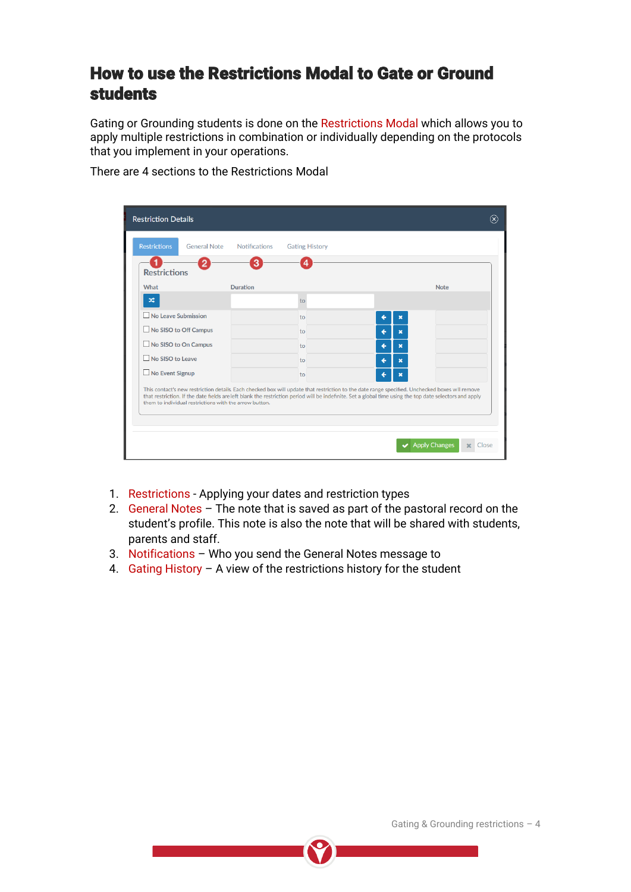# How to use the Restrictions Modal to Gate or Ground students

Gating or Grounding students is done on the Restrictions Modal which allows you to apply multiple restrictions in combination or individually depending on the protocols that you implement in your operations.

There are 4 sections to the Restrictions Modal

1. Restrictions - Applying your dates and restriction types
2. General Notes – The note that is saved as part of the pastoral record on the student's profile. This note is also the note that will be shared with students, parents and staff.
3. Notifications – Who you send the General Notes message to
4. Gating History – A view of the restrictions history for the student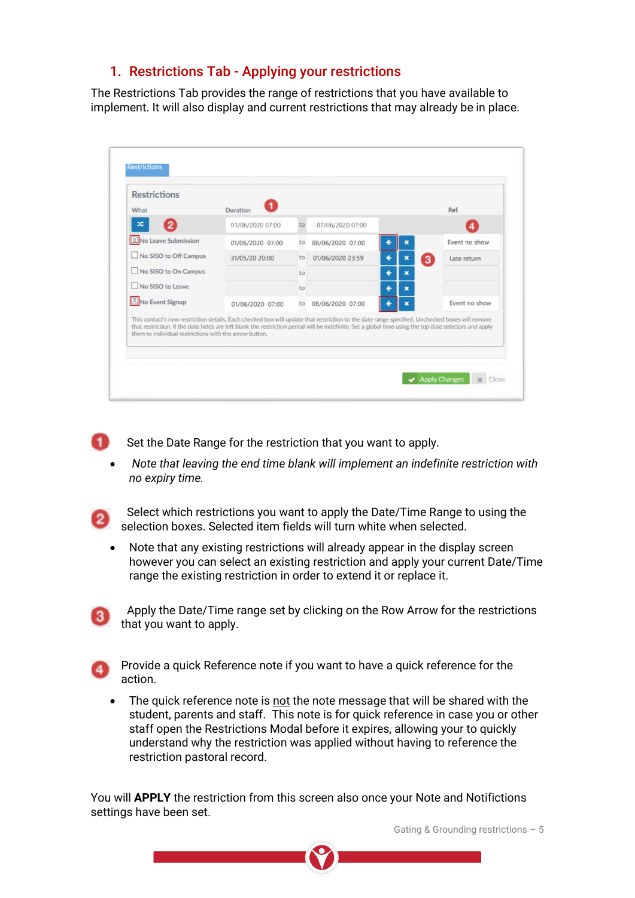## 1. Restrictions Tab - Applying your restrictions

The Restrictions Tab provides the range of restrictions that you have available to implement. It will also display and current restrictions that may already be in place.

1. Set the Date Range for the restriction that you want to apply.
   - *Note that leaving the end time blank will implement an indefinite restriction with no expiry time.*

2. Select which restrictions you want to apply the Date/Time Range to using the selection boxes. Selected item fields will turn white when selected.
   - Note that any existing restrictions will already appear in the display screen however you can select an existing restriction and apply your current Date/Time range the existing restriction in order to extend it or replace it.

3. Apply the Date/Time range set by clicking on the Row Arrow for the restrictions that you want to apply.

4. Provide a quick Reference note if you want to have a quick reference for the action.
   - The quick reference note is <u>not</u> the note message that will be shared with the student, parents and staff. This note is for quick reference in case you or other staff open the Restrictions Modal before it expires, allowing your to quickly understand why the restriction was applied without having to reference the restriction pastoral record.

You will **APPLY** the restriction from this screen also once your Note and Notifictions settings have been set.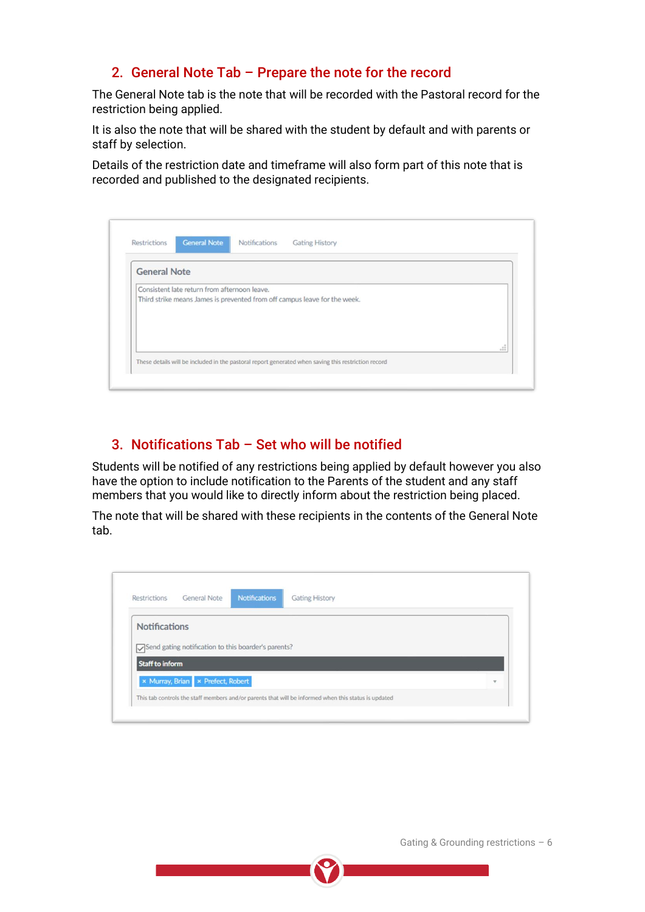## 2. General Note Tab – Prepare the note for the record

The General Note tab is the note that will be recorded with the Pastoral record for the restriction being applied.

It is also the note that will be shared with the student by default and with parents or staff by selection.

Details of the restriction date and timeframe will also form part of this note that is recorded and published to the designated recipients.

Restrictions | General Note | Notifications | Gating History

**General Note**

Consistent late return from afternoon leave.
Third strike means James is prevented from off campus leave for the week.

These details will be included in the pastoral report generated when saving this restriction record

## 3. Notifications Tab – Set who will be notified

Students will be notified of any restrictions being applied by default however you also have the option to include notification to the Parents of the student and any staff members that you would like to directly inform about the restriction being placed.

The note that will be shared with these recipients in the contents of the General Note tab.

Restrictions | General Note | Notifications | Gating History

**Notifications**

☑ Send gating notification to this boarder's parents?

**Staff to inform**

× Murray, Brian × Prefect, Robert

This tab controls the staff members and/or parents that will be informed when this status is updated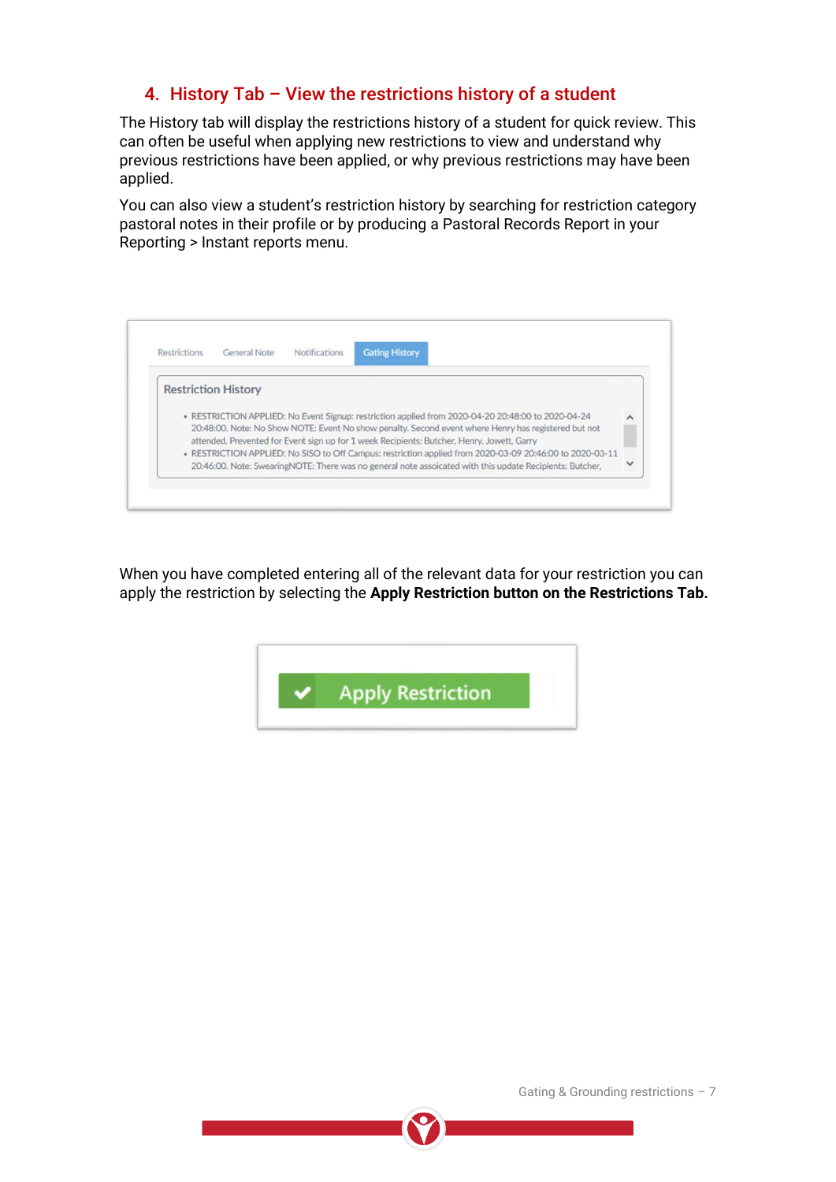## 4. History Tab – View the restrictions history of a student

The History tab will display the restrictions history of a student for quick review. This can often be useful when applying new restrictions to view and understand why previous restrictions have been applied, or why previous restrictions may have been applied.

You can also view a student's restriction history by searching for restriction category pastoral notes in their profile or by producing a Pastoral Records Report in your Reporting > Instant reports menu.

Restrictions | General Note | Notifications | Gating History

Restriction History

- RESTRICTION APPLIED: No Event Signup: restriction applied from 2020-04-20 20:48:00 to 2020-04-24 20:48:00. Note: No Show NOTE: Event No show penalty. Second event where Henry has registered but not attended. Prevented for Event sign up for 1 week Recipients: Butcher, Henry, Jowett, Garry
- RESTRICTION APPLIED: No SISO to Off Campus: restriction applied from 2020-03-09 20:46:00 to 2020-03-11 20:46:00. Note: SwearingNOTE: There was no general note assoicated with this update Recipients: Butcher,

When you have completed entering all of the relevant data for your restriction you can apply the restriction by selecting the **Apply Restriction button on the Restrictions Tab.**

Apply Restriction